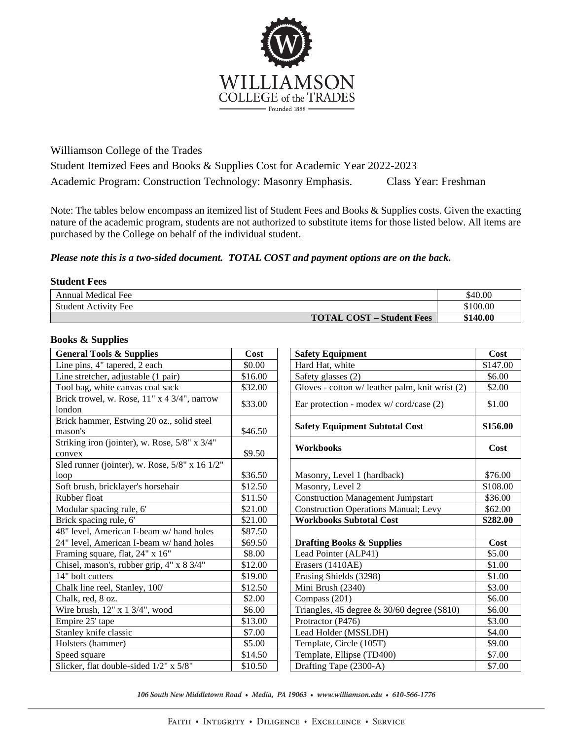Williamson College of the Trades

Student Itemized Fees and Books & Supplies Cost for Academic Year 2022-2023

Academic Program: Construction Technology: Masonry Emphasis. Class Year: Freshman

Note: The tables below encompass an itemized list of Student Fees and Books & Supplies costs. Given the exacting nature of the academic program, students are not authorized to substitute items for those listed below. All items are purchased by the College on behalf of the individual student.

***Please note this is a two-sided document. TOTAL COST and payment options are on the back.***

### Student Fees

| Item | Cost |
|---|---|
| Annual Medical Fee | $40.00 |
| Student Activity Fee | $100.00 |
| **TOTAL COST – Student Fees** | **$140.00** |

### Books & Supplies

| General Tools & Supplies | Cost |
|---|---|
| Line pins, 4" tapered, 2 each | $0.00 |
| Line stretcher, adjustable (1 pair) | $16.00 |
| Tool bag, white canvas coal sack | $32.00 |
| Brick trowel, w. Rose, 11" x 4 3/4", narrow london | $33.00 |
| Brick hammer, Estwing 20 oz., solid steel mason's | $46.50 |
| Striking iron (jointer), w. Rose, 5/8" x 3/4" convex | $9.50 |
| Sled runner (jointer), w. Rose, 5/8" x 16 1/2" loop | $36.50 |
| Soft brush, bricklayer's horsehair | $12.50 |
| Rubber float | $11.50 |
| Modular spacing rule, 6' | $21.00 |
| Brick spacing rule, 6' | $21.00 |
| 48" level, American I-beam w/ hand holes | $87.50 |
| 24" level, American I-beam w/ hand holes | $69.50 |
| Framing square, flat, 24" x 16" | $8.00 |
| Chisel, mason's, rubber grip, 4" x 8 3/4" | $12.00 |
| 14" bolt cutters | $19.00 |
| Chalk line reel, Stanley, 100' | $12.50 |
| Chalk, red, 8 oz. | $2.00 |
| Wire brush, 12" x 1 3/4", wood | $6.00 |
| Empire 25' tape | $13.00 |
| Stanley knife classic | $7.00 |
| Holsters (hammer) | $5.00 |
| Speed square | $14.50 |
| Slicker, flat double-sided 1/2" x 5/8" | $10.50 |

| Safety Equipment | Cost |
|---|---|
| Hard Hat, white | $147.00 |
| Safety glasses (2) | $6.00 |
| Gloves - cotton w/ leather palm, knit wrist (2) | $2.00 |
| Ear protection - modex w/ cord/case (2) | $1.00 |
| **Safety Equipment Subtotal Cost** | **$156.00** |

| Workbooks | Cost |
|---|---|
| Masonry, Level 1 (hardback) | $76.00 |
| Masonry, Level 2 | $108.00 |
| Construction Management Jumpstart | $36.00 |
| Construction Operations Manual; Levy | $62.00 |
| **Workbooks Subtotal Cost** | **$282.00** |

| Drafting Books & Supplies | Cost |
|---|---|
| Lead Pointer (ALP41) | $5.00 |
| Erasers (1410AE) | $1.00 |
| Erasing Shields (3298) | $1.00 |
| Mini Brush (2340) | $3.00 |
| Compass (201) | $6.00 |
| Triangles, 45 degree & 30/60 degree (S810) | $6.00 |
| Protractor (P476) | $3.00 |
| Lead Holder (MSSLDH) | $4.00 |
| Template, Circle (105T) | $9.00 |
| Template, Ellipse (TD400) | $7.00 |
| Drafting Tape (2300-A) | $7.00 |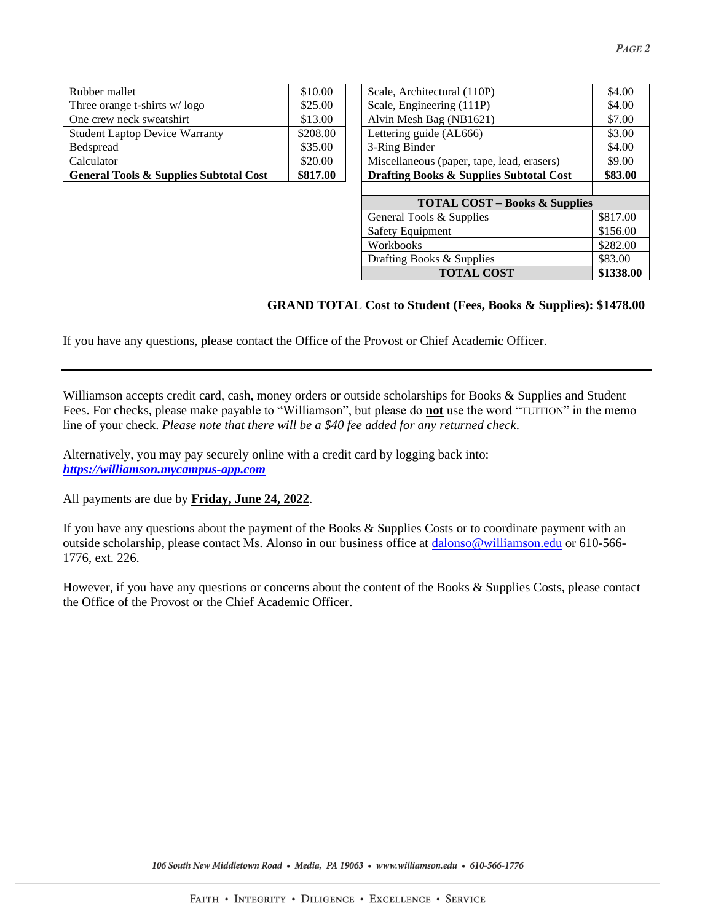| | |
|---|---|
| Rubber mallet | $10.00 |
| Three orange t-shirts w/ logo | $25.00 |
| One crew neck sweatshirt | $13.00 |
| Student Laptop Device Warranty | $208.00 |
| Bedspread | $35.00 |
| Calculator | $20.00 |
| **General Tools & Supplies Subtotal Cost** | **$817.00** |

| | |
|---|---|
| Scale, Architectural (110P) | $4.00 |
| Scale, Engineering (111P) | $4.00 |
| Alvin Mesh Bag (NB1621) | $7.00 |
| Lettering guide (AL666) | $3.00 |
| 3-Ring Binder | $4.00 |
| Miscellaneous (paper, tape, lead, erasers) | $9.00 |
| **Drafting Books & Supplies Subtotal Cost** | **$83.00** |

| **TOTAL COST – Books & Supplies** | |
|---|---|
| General Tools & Supplies | $817.00 |
| Safety Equipment | $156.00 |
| Workbooks | $282.00 |
| Drafting Books & Supplies | $83.00 |
| **TOTAL COST** | **$1338.00** |

**GRAND TOTAL Cost to Student (Fees, Books & Supplies): $1478.00**

If you have any questions, please contact the Office of the Provost or Chief Academic Officer.

---

Williamson accepts credit card, cash, money orders or outside scholarships for Books & Supplies and Student Fees. For checks, please make payable to "Williamson", but please do **not** use the word "TUITION" in the memo line of your check. *Please note that there will be a $40 fee added for any returned check.*

Alternatively, you may pay securely online with a credit card by logging back into: ***https://williamson.mycampus-app.com***

All payments are due by **Friday, June 24, 2022**.

If you have any questions about the payment of the Books & Supplies Costs or to coordinate payment with an outside scholarship, please contact Ms. Alonso in our business office at dalonso@williamson.edu or 610-566-1776, ext. 226.

However, if you have any questions or concerns about the content of the Books & Supplies Costs, please contact the Office of the Provost or the Chief Academic Officer.

*106 South New Middletown Road • Media, PA 19063 • www.williamson.edu • 610-566-1776*

FAITH • INTEGRITY • DILIGENCE • EXCELLENCE • SERVICE